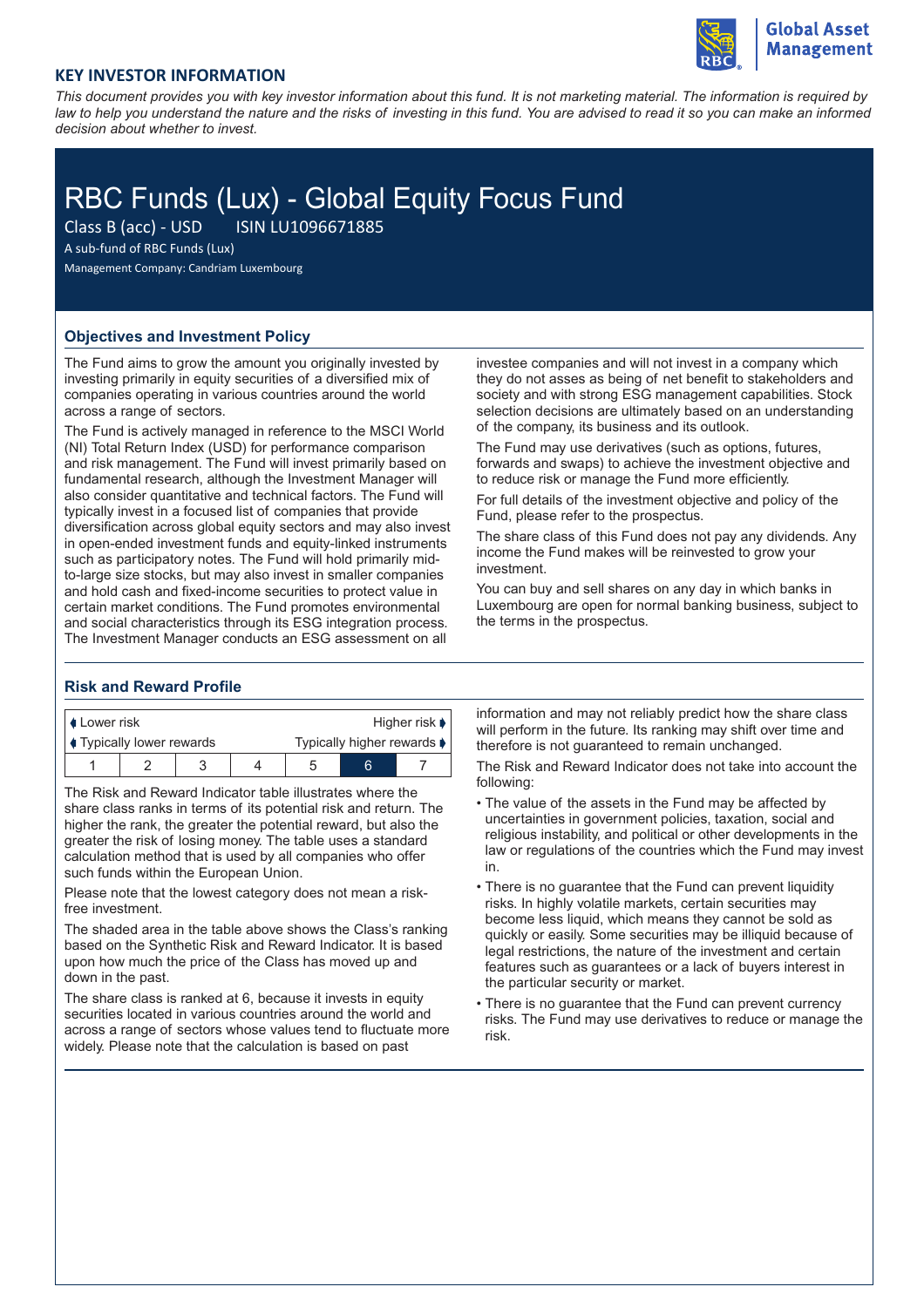## KEY INVESTOR INFORMATION

*This document provides you with key investor information about this fund. It is not marketing material. The information is required by law to help you understand the nature and the risks of investing in this fund. You are advised to read it so you can make an informed decision about whether to invest.*

# RBC Funds (Lux) - Global Equity Focus Fund

Class B (acc) - USD ISIN LU1096671885

A sub-fund of RBC Funds (Lux)

Management Company: Candriam Luxembourg

### Objectives and Investment Policy

The Fund aims to grow the amount you originally invested by investing primarily in equity securities of a diversified mix of companies operating in various countries around the world across a range of sectors.

The Fund is actively managed in reference to the MSCI World (NI) Total Return Index (USD) for performance comparison and risk management. The Fund will invest primarily based on fundamental research, although the Investment Manager will also consider quantitative and technical factors. The Fund will typically invest in a focused list of companies that provide diversification across global equity sectors and may also invest in open-ended investment funds and equity-linked instruments such as participatory notes. The Fund will hold primarily mid-to-large size stocks, but may also invest in smaller companies and hold cash and fixed-income securities to protect value in certain market conditions. The Fund promotes environmental and social characteristics through its ESG integration process. The Investment Manager conducts an ESG assessment on all investee companies and will not invest in a company which they do not asses as being of net benefit to stakeholders and society and with strong ESG management capabilities. Stock selection decisions are ultimately based on an understanding of the company, its business and its outlook.

The Fund may use derivatives (such as options, futures, forwards and swaps) to achieve the investment objective and to reduce risk or manage the Fund more efficiently.

For full details of the investment objective and policy of the Fund, please refer to the prospectus.

The share class of this Fund does not pay any dividends. Any income the Fund makes will be reinvested to grow your investment.

You can buy and sell shares on any day in which banks in Luxembourg are open for normal banking business, subject to the terms in the prospectus.

### Risk and Reward Profile

| Lower risk | | | | | | Higher risk |
|---|---|---|---|---|---|---|
| Typically lower rewards | | | | | | Typically higher rewards |
| 1 | 2 | 3 | 4 | 5 | **6** | 7 |

The Risk and Reward Indicator table illustrates where the share class ranks in terms of its potential risk and return. The higher the rank, the greater the potential reward, but also the greater the risk of losing money. The table uses a standard calculation method that is used by all companies who offer such funds within the European Union.

Please note that the lowest category does not mean a risk-free investment.

The shaded area in the table above shows the Class's ranking based on the Synthetic Risk and Reward Indicator. It is based upon how much the price of the Class has moved up and down in the past.

The share class is ranked at 6, because it invests in equity securities located in various countries around the world and across a range of sectors whose values tend to fluctuate more widely. Please note that the calculation is based on past information and may not reliably predict how the share class will perform in the future. Its ranking may shift over time and therefore is not guaranteed to remain unchanged.

The Risk and Reward Indicator does not take into account the following:

- The value of the assets in the Fund may be affected by uncertainties in government policies, taxation, social and religious instability, and political or other developments in the law or regulations of the countries which the Fund may invest in.
- There is no guarantee that the Fund can prevent liquidity risks. In highly volatile markets, certain securities may become less liquid, which means they cannot be sold as quickly or easily. Some securities may be illiquid because of legal restrictions, the nature of the investment and certain features such as guarantees or a lack of buyers interest in the particular security or market.
- There is no guarantee that the Fund can prevent currency risks. The Fund may use derivatives to reduce or manage the risk.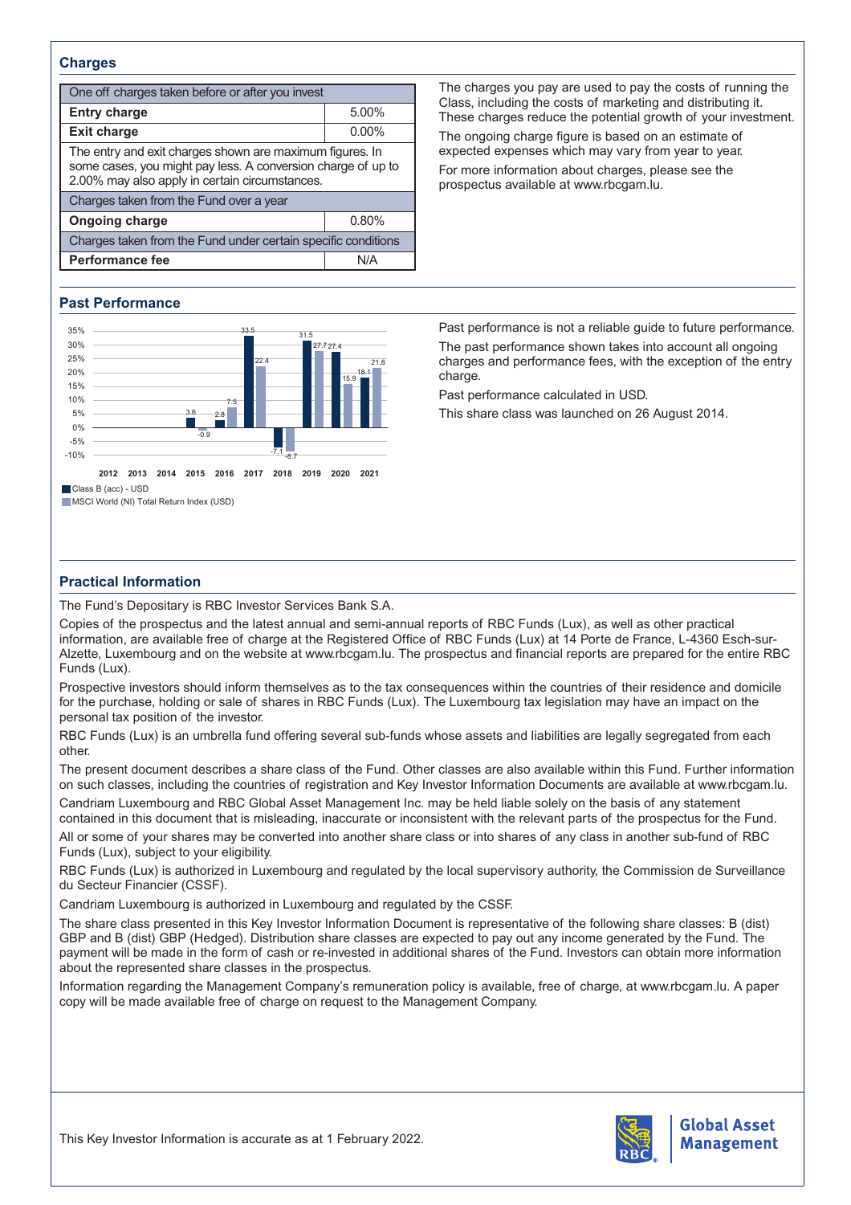## Charges

| One off charges taken before or after you invest | |
|---|---|
| **Entry charge** | 5.00% |
| **Exit charge** | 0.00% |
| The entry and exit charges shown are maximum figures. In some cases, you might pay less. A conversion charge of up to 2.00% may also apply in certain circumstances. | |
| Charges taken from the Fund over a year | |
| **Ongoing charge** | 0.80% |
| Charges taken from the Fund under certain specific conditions | |
| **Performance fee** | N/A |

The charges you pay are used to pay the costs of running the Class, including the costs of marketing and distributing it. These charges reduce the potential growth of your investment.

The ongoing charge figure is based on an estimate of expected expenses which may vary from year to year.

For more information about charges, please see the prospectus available at www.rbcgam.lu.

## Past Performance

35%
30%
25%
20%
15%
10%
5%
0%
-5%
-10%

3.6 -0.9 2.8 7.5 33.5 22.4 -7.1 -8.7 31.5 27.7 27.4 15.9 18.1 21.8

2012 2013 2014 2015 2016 2017 2018 2019 2020 2021

Class B (acc) - USD
MSCI World (Nl) Total Return Index (USD)

Past performance is not a reliable guide to future performance.

The past performance shown takes into account all ongoing charges and performance fees, with the exception of the entry charge.

Past performance calculated in USD.

This share class was launched on 26 August 2014.

## Practical Information

The Fund's Depositary is RBC Investor Services Bank S.A.

Copies of the prospectus and the latest annual and semi-annual reports of RBC Funds (Lux), as well as other practical information, are available free of charge at the Registered Office of RBC Funds (Lux) at 14 Porte de France, L-4360 Esch-sur-Alzette, Luxembourg and on the website at www.rbcgam.lu. The prospectus and financial reports are prepared for the entire RBC Funds (Lux).

Prospective investors should inform themselves as to the tax consequences within the countries of their residence and domicile for the purchase, holding or sale of shares in RBC Funds (Lux). The Luxembourg tax legislation may have an impact on the personal tax position of the investor.

RBC Funds (Lux) is an umbrella fund offering several sub-funds whose assets and liabilities are legally segregated from each other.

The present document describes a share class of the Fund. Other classes are also available within this Fund. Further information on such classes, including the countries of registration and Key Investor Information Documents are available at www.rbcgam.lu.

Candriam Luxembourg and RBC Global Asset Management Inc. may be held liable solely on the basis of any statement contained in this document that is misleading, inaccurate or inconsistent with the relevant parts of the prospectus for the Fund.

All or some of your shares may be converted into another share class or into shares of any class in another sub-fund of RBC Funds (Lux), subject to your eligibility.

RBC Funds (Lux) is authorized in Luxembourg and regulated by the local supervisory authority, the Commission de Surveillance du Secteur Financier (CSSF).

Candriam Luxembourg is authorized in Luxembourg and regulated by the CSSF.

The share class presented in this Key Investor Information Document is representative of the following share classes: B (dist) GBP and B (dist) GBP (Hedged). Distribution share classes are expected to pay out any income generated by the Fund. The payment will be made in the form of cash or re-invested in additional shares of the Fund. Investors can obtain more information about the represented share classes in the prospectus.

Information regarding the Management Company's remuneration policy is available, free of charge, at www.rbcgam.lu. A paper copy will be made available free of charge on request to the Management Company.

This Key Investor Information is accurate as at 1 February 2022.

Global Asset Management